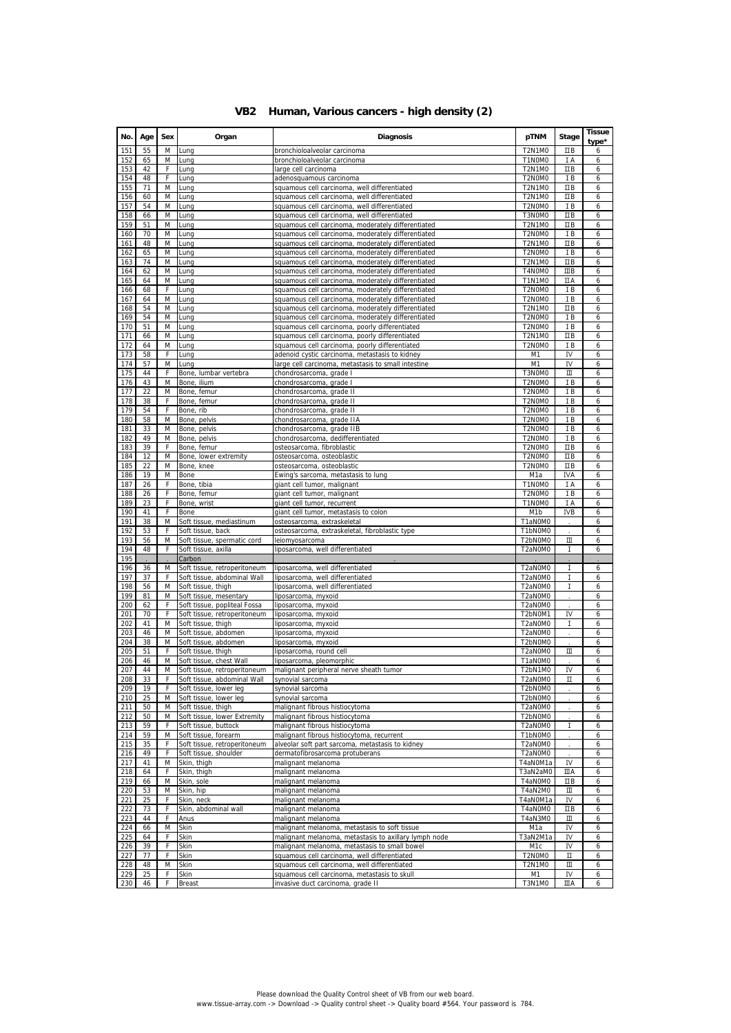# VB2 Human, Various cancers - high density (2)

| No. | Age | Sex | Organ | Diagnosis | pTNM | Stage | Tissue type* |
|---|---|---|---|---|---|---|---|
| 151 | 55 | M | Lung | bronchioloalveolar carcinoma | T2N1M0 | IIB | 6 |
| 152 | 65 | M | Lung | bronchioloalveolar carcinoma | T1N0M0 | I A | 6 |
| 153 | 42 | F | Lung | large cell carcinoma | T2N1M0 | IIB | 6 |
| 154 | 48 | F | Lung | adenosquamous carcinoma | T2N0M0 | I B | 6 |
| 155 | 71 | M | Lung | squamous cell carcinoma, well differentiated | T2N1M0 | IIB | 6 |
| 156 | 60 | M | Lung | squamous cell carcinoma, well differentiated | T2N1M0 | IIB | 6 |
| 157 | 54 | M | Lung | squamous cell carcinoma, well differentiated | T2N0M0 | I B | 6 |
| 158 | 66 | M | Lung | squamous cell carcinoma, well differentiated | T3N0M0 | IIB | 6 |
| 159 | 51 | M | Lung | squamous cell carcinoma, moderately differentiated | T2N1M0 | IIB | 6 |
| 160 | 70 | M | Lung | squamous cell carcinoma, moderately differentiated | T2N0M0 | I B | 6 |
| 161 | 48 | M | Lung | squamous cell carcinoma, moderately differentiated | T2N1M0 | IIB | 6 |
| 162 | 65 | M | Lung | squamous cell carcinoma, moderately differentiated | T2N0M0 | I B | 6 |
| 163 | 74 | M | Lung | squamous cell carcinoma, moderately differentiated | T2N1M0 | IIB | 6 |
| 164 | 62 | M | Lung | squamous cell carcinoma, moderately differentiated | T4N0M0 | IIIB | 6 |
| 165 | 64 | M | Lung | squamous cell carcinoma, moderately differentiated | T1N1M0 | IIA | 6 |
| 166 | 68 | F | Lung | squamous cell carcinoma, moderately differentiated | T2N0M0 | I B | 6 |
| 167 | 64 | M | Lung | squamous cell carcinoma, moderately differentiated | T2N0M0 | I B | 6 |
| 168 | 54 | M | Lung | squamous cell carcinoma, moderately differentiated | T2N1M0 | IIB | 6 |
| 169 | 54 | M | Lung | squamous cell carcinoma, moderately differentiated | T2N0M0 | I B | 6 |
| 170 | 51 | M | Lung | squamous cell carcinoma, poorly differentiated | T2N0M0 | I B | 6 |
| 171 | 66 | M | Lung | squamous cell carcinoma, poorly differentiated | T2N1M0 | IIB | 6 |
| 172 | 64 | M | Lung | squamous cell carcinoma, poorly differentiated | T2N0M0 | I B | 6 |
| 173 | 58 | F | Lung | adenoid cystic carcinoma, metastasis to kidney | M1 | IV | 6 |
| 174 | 57 | M | Lung | large cell carcinoma, metastasis to small intestine | M1 | IV | 6 |
| 175 | 44 | F | Bone, lumbar vertebra | chondrosarcoma, grade I | T3N0M0 | III | 6 |
| 176 | 43 | M | Bone, ilium | chondrosarcoma, grade I | T2N0M0 | I B | 6 |
| 177 | 22 | M | Bone, femur | chondrosarcoma, grade II | T2N0M0 | I B | 6 |
| 178 | 38 | F | Bone, femur | chondrosarcoma, grade II | T2N0M0 | I B | 6 |
| 179 | 54 | F | Bone, rib | chondrosarcoma, grade II | T2N0M0 | I B | 6 |
| 180 | 58 | M | Bone, pelvis | chondrosarcoma, grade IIA | T2N0M0 | I B | 6 |
| 181 | 33 | M | Bone, pelvis | chondrosarcoma, grade IIB | T2N0M0 | I B | 6 |
| 182 | 49 | M | Bone, pelvis | chondrosarcoma, dedifferentiated | T2N0M0 | I B | 6 |
| 183 | 39 | F | Bone, femur | osteosarcoma, fibroblastic | T2N0M0 | IIB | 6 |
| 184 | 12 | M | Bone, lower extremity | osteosarcoma, osteoblastic | T2N0M0 | IIB | 6 |
| 185 | 22 | M | Bone, knee | osteosarcoma, osteoblastic | T2N0M0 | IIB | 6 |
| 186 | 19 | M | Bone | Ewing's sarcoma, metastasis to lung | M1a | IVA | 6 |
| 187 | 26 | F | Bone, tibia | giant cell tumor, malignant | T1N0M0 | I A | 6 |
| 188 | 26 | F | Bone, femur | giant cell tumor, malignant | T2N0M0 | I B | 6 |
| 189 | 23 | F | Bone, wrist | giant cell tumor, recurrent | T1N0M0 | I A | 6 |
| 190 | 41 | F | Bone | giant cell tumor, metastasis to colon | M1b | IVB | 6 |
| 191 | 38 | M | Soft tissue, mediastinum | osteosarcoma, extraskeletal | T1aN0M0 | . | 6 |
| 192 | 53 | F | Soft tissue, back | osteosarcoma, extraskeletal, fibroblastic type | T1bN0M0 | . | 6 |
| 193 | 56 | M | Soft tissue, spermatic cord | leiomyosarcoma | T2bN0M0 | III | 6 |
| 194 | 48 | F | Soft tissue, axilla | liposarcoma, well differentiated | T2aN0M0 | I | 6 |
| 195 | . | . | Carbon | . | . | . | . |
| 196 | 36 | M | Soft tissue, retroperitoneum | liposarcoma, well differentiated | T2aN0M0 | I | 6 |
| 197 | 37 | F | Soft tissue, abdominal Wall | liposarcoma, well differentiated | T2aN0M0 | I | 6 |
| 198 | 56 | M | Soft tissue, thigh | liposarcoma, well differentiated | T2aN0M0 | I | 6 |
| 199 | 81 | M | Soft tissue, mesentary | liposarcoma, myxoid | T2aN0M0 | . | 6 |
| 200 | 62 | F | Soft tissue, popliteal Fossa | liposarcoma, myxoid | T2aN0M0 | . | 6 |
| 201 | 70 | F | Soft tissue, retroperitoneum | liposarcoma, myxoid | T2bN0M1 | IV | 6 |
| 202 | 41 | M | Soft tissue, thigh | liposarcoma, myxoid | T2aN0M0 | I | 6 |
| 203 | 46 | M | Soft tissue, abdomen | liposarcoma, myxoid | T2aN0M0 | . | 6 |
| 204 | 38 | M | Soft tissue, abdomen | liposarcoma, myxoid | T2bN0M0 | . | 6 |
| 205 | 51 | F | Soft tissue, thigh | liposarcoma, round cell | T2aN0M0 | III | 6 |
| 206 | 46 | M | Soft tissue, chest Wall | liposarcoma, pleomorphic | T1aN0M0 | . | 6 |
| 207 | 44 | M | Soft tissue, retroperitoneum | malignant peripheral nerve sheath tumor | T2bN1M0 | IV | 6 |
| 208 | 33 | F | Soft tissue, abdominal Wall | synovial sarcoma | T2aN0M0 | II | 6 |
| 209 | 19 | F | Soft tissue, lower leg | synovial sarcoma | T2bN0M0 | . | 6 |
| 210 | 25 | M | Soft tissue, lower leg | synovial sarcoma | T2bN0M0 | . | 6 |
| 211 | 50 | M | Soft tissue, thigh | malignant fibrous histiocytoma | T2aN0M0 | . | 6 |
| 212 | 50 | M | Soft tissue, lower Extremity | malignant fibrous histiocytoma | T2bN0M0 | . | 6 |
| 213 | 59 | F | Soft tissue, buttock | malignant fibrous histiocytoma | T2aN0M0 | I | 6 |
| 214 | 59 | M | Soft tissue, forearm | malignant fibrous histiocytoma, recurrent | T1bN0M0 | . | 6 |
| 215 | 35 | F | Soft tissue, retroperitoneum | alveolar soft part sarcoma, metastasis to kidney | T2aN0M0 | . | 6 |
| 216 | 49 | F | Soft tissue, shoulder | dermatofibrosarcoma protuberans | T2aN0M0 | . | 6 |
| 217 | 41 | M | Skin, thigh | malignant melanoma | T4aN0M1a | IV | 6 |
| 218 | 64 | F | Skin, thigh | malignant melanoma | T3aN2aM0 | IIIA | 6 |
| 219 | 66 | M | Skin, sole | malignant melanoma | T4aN0M0 | IIB | 6 |
| 220 | 53 | M | Skin, hip | malignant melanoma | T4aN2M0 | III | 6 |
| 221 | 25 | F | Skin, neck | malignant melanoma | T4aN0M1a | IV | 6 |
| 222 | 73 | F | Skin, abdominal wall | malignant melanoma | T4aN0M0 | IIB | 6 |
| 223 | 44 | F | Anus | malignant melanoma | T4aN3M0 | III | 6 |
| 224 | 66 | M | Skin | malignant melanoma, metastasis to soft tissue | M1a | IV | 6 |
| 225 | 64 | F | Skin | malignant melanoma, metastasis to axillary lymph node | T3aN2M1a | IV | 6 |
| 226 | 39 | F | Skin | malignant melanoma, metastasis to small bowel | M1c | IV | 6 |
| 227 | 77 | F | Skin | squamous cell carcinoma, well differentiated | T2N0M0 | II | 6 |
| 228 | 48 | M | Skin | squamous cell carcinoma, well differentiated | T2N1M0 | III | 6 |
| 229 | 25 | F | Skin | squamous cell carcinoma, metastasis to skull | M1 | IV | 6 |
| 230 | 46 | F | Breast | invasive duct carcinoma, grade II | T3N1M0 | IIIA | 6 |

Please download the Quality Control sheet of VB from our web board.
www.tissue-array.com -> Download -> Quality control sheet -> Quality board #564. Your password is 784.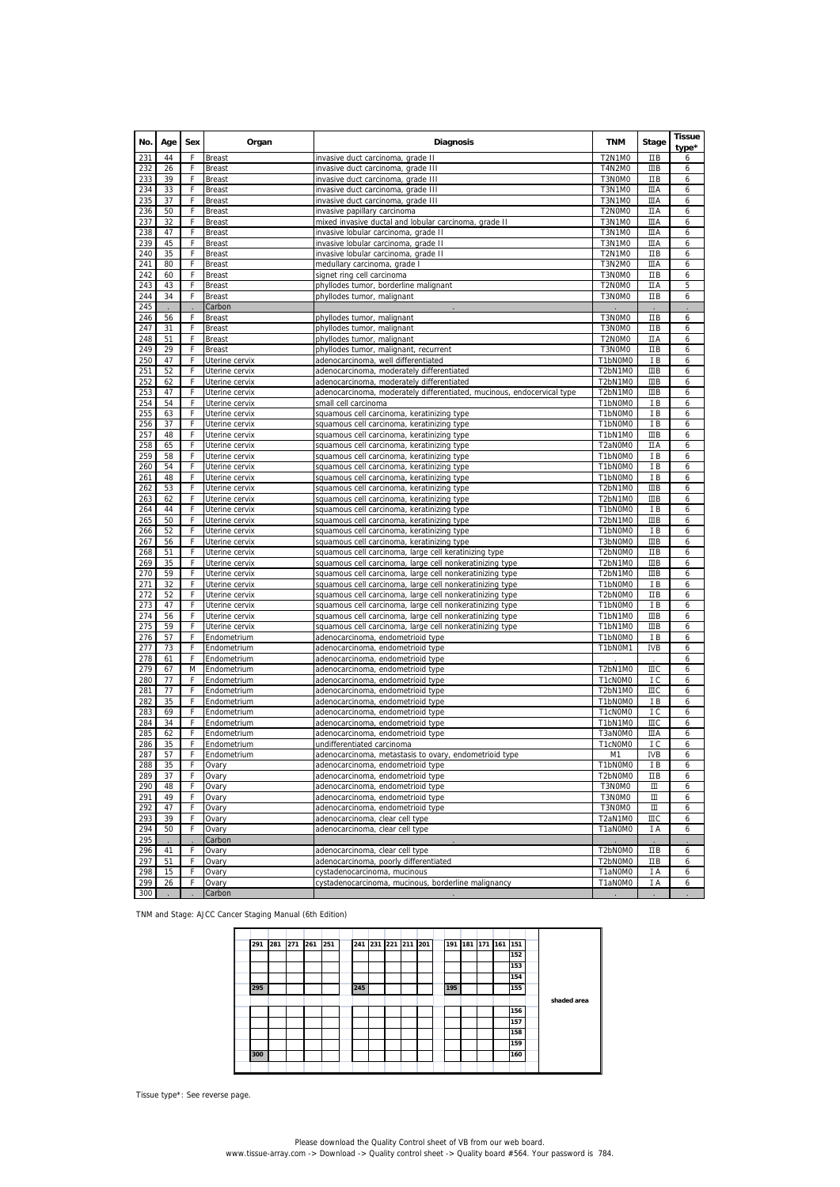| No. | Age | Sex | Organ | Diagnosis | TNM | Stage | Tissue type* |
|---|---|---|---|---|---|---|---|
| 231 | 44 | F | Breast | invasive duct carcinoma, grade II | T2N1M0 | IIB | 6 |
| 232 | 26 | F | Breast | invasive duct carcinoma, grade III | T4N2M0 | IIIB | 6 |
| 233 | 39 | F | Breast | invasive duct carcinoma, grade III | T3N0M0 | IIB | 6 |
| 234 | 33 | F | Breast | invasive duct carcinoma, grade III | T3N1M0 | IIIA | 6 |
| 235 | 37 | F | Breast | invasive duct carcinoma, grade III | T3N1M0 | IIIA | 6 |
| 236 | 50 | F | Breast | invasive papillary carcinoma | T2N0M0 | IIA | 6 |
| 237 | 32 | F | Breast | mixed invasive ductal and lobular carcinoma, grade II | T3N1M0 | IIIA | 6 |
| 238 | 47 | F | Breast | invasive lobular carcinoma, grade II | T3N1M0 | IIIA | 6 |
| 239 | 45 | F | Breast | invasive lobular carcinoma, grade II | T3N1M0 | IIIA | 6 |
| 240 | 35 | F | Breast | invasive lobular carcinoma, grade II | T2N1M0 | IIB | 6 |
| 241 | 80 | F | Breast | medullary carcinoma, grade I | T3N2M0 | IIIA | 6 |
| 242 | 60 | F | Breast | signet ring cell carcinoma | T3N0M0 | IIB | 6 |
| 243 | 43 | F | Breast | phyllodes tumor, borderline malignant | T2N0M0 | IIA | 5 |
| 244 | 34 | F | Breast | phyllodes tumor, malignant | T3N0M0 | IIB | 6 |
| 245 | . | . | Carbon | . | . | . | . |
| 246 | 56 | F | Breast | phyllodes tumor, malignant | T3N0M0 | IIB | 6 |
| 247 | 31 | F | Breast | phyllodes tumor, malignant | T3N0M0 | IIB | 6 |
| 248 | 51 | F | Breast | phyllodes tumor, malignant | T2N0M0 | IIA | 6 |
| 249 | 29 | F | Breast | phyllodes tumor, malignant, recurrent | T3N0M0 | IIB | 6 |
| 250 | 47 | F | Uterine cervix | adenocarcinoma, well differentiated | T1bN0M0 | IB | 6 |
| 251 | 52 | F | Uterine cervix | adenocarcinoma, moderately differentiated | T2bN1M0 | IIIB | 6 |
| 252 | 62 | F | Uterine cervix | adenocarcinoma, moderately differentiated | T2bN1M0 | IIIB | 6 |
| 253 | 47 | F | Uterine cervix | adenocarcinoma, moderately differentiated, mucinous, endocervical type | T2bN1M0 | IIIB | 6 |
| 254 | 54 | F | Uterine cervix | small cell carcinoma | T1bN0M0 | IB | 6 |
| 255 | 63 | F | Uterine cervix | squamous cell carcinoma, keratinizing type | T1bN0M0 | IB | 6 |
| 256 | 37 | F | Uterine cervix | squamous cell carcinoma, keratinizing type | T1bN0M0 | IB | 6 |
| 257 | 48 | F | Uterine cervix | squamous cell carcinoma, keratinizing type | T1bN1M0 | IIIB | 6 |
| 258 | 65 | F | Uterine cervix | squamous cell carcinoma, keratinizing type | T2aN0M0 | IIA | 6 |
| 259 | 58 | F | Uterine cervix | squamous cell carcinoma, keratinizing type | T1bN0M0 | IB | 6 |
| 260 | 54 | F | Uterine cervix | squamous cell carcinoma, keratinizing type | T1bN0M0 | IB | 6 |
| 261 | 48 | F | Uterine cervix | squamous cell carcinoma, keratinizing type | T1bN0M0 | IB | 6 |
| 262 | 53 | F | Uterine cervix | squamous cell carcinoma, keratinizing type | T2bN1M0 | IIIB | 6 |
| 263 | 62 | F | Uterine cervix | squamous cell carcinoma, keratinizing type | T2bN1M0 | IIIB | 6 |
| 264 | 44 | F | Uterine cervix | squamous cell carcinoma, keratinizing type | T1bN0M0 | IB | 6 |
| 265 | 50 | F | Uterine cervix | squamous cell carcinoma, keratinizing type | T2bN1M0 | IIIB | 6 |
| 266 | 52 | F | Uterine cervix | squamous cell carcinoma, keratinizing type | T1bN0M0 | IB | 6 |
| 267 | 56 | F | Uterine cervix | squamous cell carcinoma, keratinizing type | T3bN0M0 | IIIB | 6 |
| 268 | 51 | F | Uterine cervix | squamous cell carcinoma, large cell keratinizing type | T2bN0M0 | IIB | 6 |
| 269 | 35 | F | Uterine cervix | squamous cell carcinoma, large cell nonkeratinizing type | T2bN1M0 | IIIB | 6 |
| 270 | 59 | F | Uterine cervix | squamous cell carcinoma, large cell nonkeratinizing type | T2bN1M0 | IIIB | 6 |
| 271 | 32 | F | Uterine cervix | squamous cell carcinoma, large cell nonkeratinizing type | T1bN0M0 | IB | 6 |
| 272 | 52 | F | Uterine cervix | squamous cell carcinoma, large cell nonkeratinizing type | T2bN0M0 | IIB | 6 |
| 273 | 47 | F | Uterine cervix | squamous cell carcinoma, large cell nonkeratinizing type | T1bN0M0 | IB | 6 |
| 274 | 56 | F | Uterine cervix | squamous cell carcinoma, large cell nonkeratinizing type | T1bN1M0 | IIIB | 6 |
| 275 | 59 | F | Uterine cervix | squamous cell carcinoma, large cell nonkeratinizing type | T1bN1M0 | IIIB | 6 |
| 276 | 57 | F | Endometrium | adenocarcinoma, endometrioid type | T1bN0M0 | IB | 6 |
| 277 | 73 | F | Endometrium | adenocarcinoma, endometrioid type | T1bN0M1 | IVB | 6 |
| 278 | 61 | F | Endometrium | adenocarcinoma, endometrioid type | . | . | 6 |
| 279 | 67 | M | Endometrium | adenocarcinoma, endometrioid type | T2bN1M0 | IIIC | 6 |
| 280 | 77 | F | Endometrium | adenocarcinoma, endometrioid type | T1cN0M0 | IC | 6 |
| 281 | 77 | F | Endometrium | adenocarcinoma, endometrioid type | T2bN1M0 | IIIC | 6 |
| 282 | 35 | F | Endometrium | adenocarcinoma, endometrioid type | T1bN0M0 | IB | 6 |
| 283 | 69 | F | Endometrium | adenocarcinoma, endometrioid type | T1cN0M0 | IC | 6 |
| 284 | 34 | F | Endometrium | adenocarcinoma, endometrioid type | T1bN1M0 | IIIC | 6 |
| 285 | 62 | F | Endometrium | adenocarcinoma, endometrioid type | T3aN0M0 | IIIA | 6 |
| 286 | 35 | F | Endometrium | undifferentiated carcinoma | T1cN0M0 | IC | 6 |
| 287 | 57 | F | Endometrium | adenocarcinoma, metastasis to ovary, endometrioid type | M1 | IVB | 6 |
| 288 | 35 | F | Ovary | adenocarcinoma, endometrioid type | T1bN0M0 | IB | 6 |
| 289 | 37 | F | Ovary | adenocarcinoma, endometrioid type | T2bN0M0 | IIB | 6 |
| 290 | 48 | F | Ovary | adenocarcinoma, endometrioid type | T3N0M0 | III | 6 |
| 291 | 49 | F | Ovary | adenocarcinoma, endometrioid type | T3N0M0 | III | 6 |
| 292 | 47 | F | Ovary | adenocarcinoma, endometrioid type | T3N0M0 | III | 6 |
| 293 | 39 | F | Ovary | adenocarcinoma, clear cell type | T2aN1M0 | IIIC | 6 |
| 294 | 50 | F | Ovary | adenocarcinoma, clear cell type | T1aN0M0 | IA | 6 |
| 295 | . | . | Carbon | . | . | . | . |
| 296 | 41 | F | Ovary | adenocarcinoma, clear cell type | T2bN0M0 | IIB | 6 |
| 297 | 51 | F | Ovary | adenocarcinoma, poorly differentiated | T2bN0M0 | IIB | 6 |
| 298 | 15 | F | Ovary | cystadenocarcinoma, mucinous | T1aN0M0 | IA | 6 |
| 299 | 26 | F | Ovary | cystadenocarcinoma, mucinous, borderline malignancy | T1aN0M0 | IA | 6 |
| 300 | . | . | Carbon | . | . | . | . |

TNM and Stage: AJCC Cancer Staging Manual (6th Edition)

291 281 271 261 251 241 231 221 211 201 191 181 171 161 151

152

153

154

295 245 195 155

shaded area

156

157

158

159

300 160

Tissue type*: See reverse page.

Please download the Quality Control sheet of VB from our web board.
www.tissue-array.com -> Download -> Quality control sheet -> Quality board #564. Your password is 784.